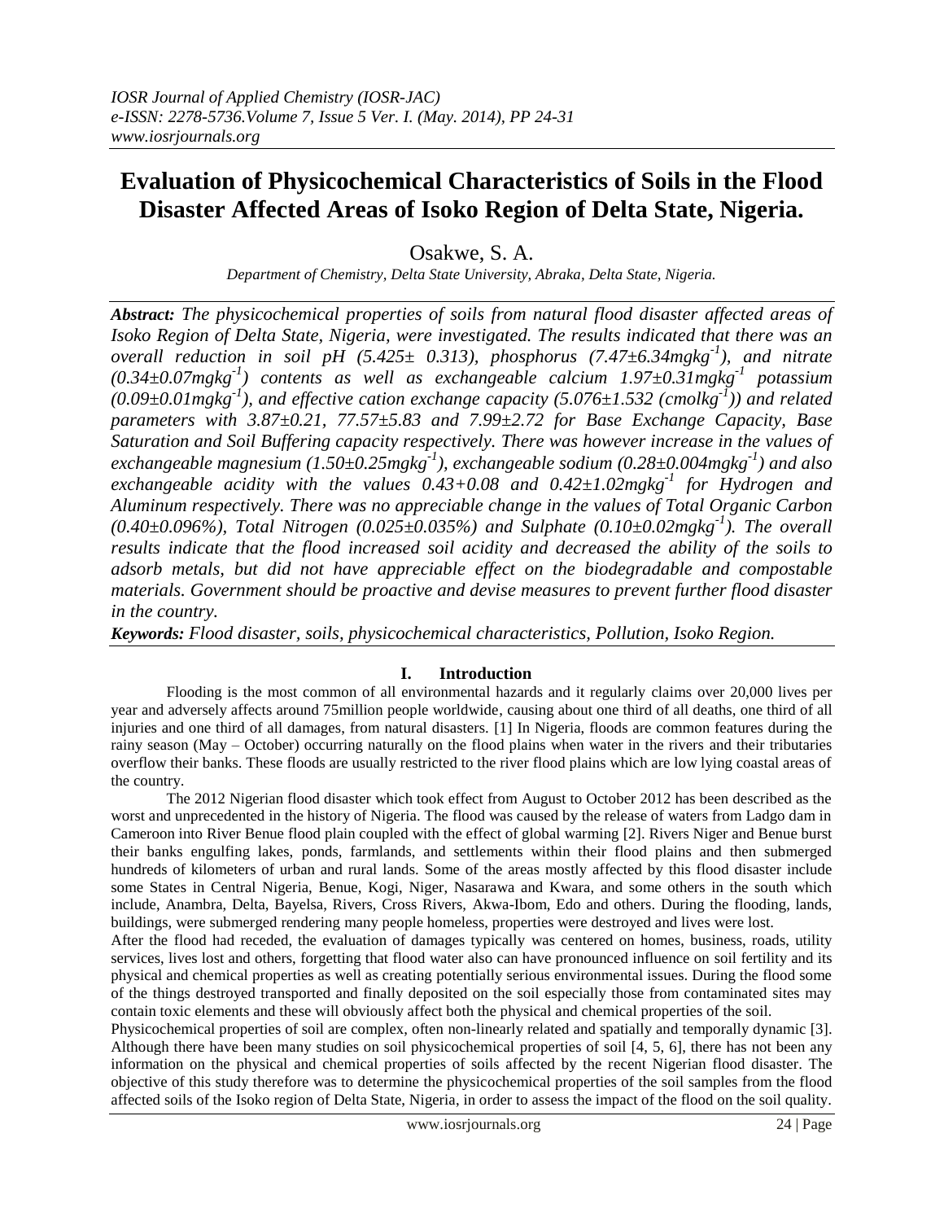# Evaluation of Physicochemical Characteristics of Soils in the Flood Disaster Affected Areas of Isoko Region of Delta State, Nigeria.

Osakwe, S. A.

*Department of Chemistry, Delta State University, Abraka, Delta State, Nigeria.*

***Abstract:*** *The physicochemical properties of soils from natural flood disaster affected areas of Isoko Region of Delta State, Nigeria, were investigated. The results indicated that there was an overall reduction in soil pH (5.425± 0.313), phosphorus (7.47±6.34mgkg$^{-1}$), and nitrate (0.34±0.07mgkg$^{-1}$) contents as well as exchangeable calcium 1.97±0.31mgkg$^{-1}$ potassium (0.09±0.01mgkg$^{-1}$), and effective cation exchange capacity (5.076±1.532 (cmolkg$^{-1}$)) and related parameters with 3.87±0.21, 77.57±5.83 and 7.99±2.72 for Base Exchange Capacity, Base Saturation and Soil Buffering capacity respectively. There was however increase in the values of exchangeable magnesium (1.50±0.25mgkg$^{-1}$), exchangeable sodium (0.28±0.004mgkg$^{-1}$) and also exchangeable acidity with the values 0.43+0.08 and 0.42±1.02mgkg$^{-1}$ for Hydrogen and Aluminum respectively. There was no appreciable change in the values of Total Organic Carbon (0.40±0.096%), Total Nitrogen (0.025±0.035%) and Sulphate (0.10±0.02mgkg$^{-1}$). The overall results indicate that the flood increased soil acidity and decreased the ability of the soils to adsorb metals, but did not have appreciable effect on the biodegradable and compostable materials. Government should be proactive and devise measures to prevent further flood disaster in the country.*

***Keywords:*** *Flood disaster, soils, physicochemical characteristics, Pollution, Isoko Region.*

## I. Introduction

Flooding is the most common of all environmental hazards and it regularly claims over 20,000 lives per year and adversely affects around 75million people worldwide, causing about one third of all deaths, one third of all injuries and one third of all damages, from natural disasters. [1] In Nigeria, floods are common features during the rainy season (May – October) occurring naturally on the flood plains when water in the rivers and their tributaries overflow their banks. These floods are usually restricted to the river flood plains which are low lying coastal areas of the country.

The 2012 Nigerian flood disaster which took effect from August to October 2012 has been described as the worst and unprecedented in the history of Nigeria. The flood was caused by the release of waters from Ladgo dam in Cameroon into River Benue flood plain coupled with the effect of global warming [2]. Rivers Niger and Benue burst their banks engulfing lakes, ponds, farmlands, and settlements within their flood plains and then submerged hundreds of kilometers of urban and rural lands. Some of the areas mostly affected by this flood disaster include some States in Central Nigeria, Benue, Kogi, Niger, Nasarawa and Kwara, and some others in the south which include, Anambra, Delta, Bayelsa, Rivers, Cross Rivers, Akwa-Ibom, Edo and others. During the flooding, lands, buildings, were submerged rendering many people homeless, properties were destroyed and lives were lost.

After the flood had receded, the evaluation of damages typically was centered on homes, business, roads, utility services, lives lost and others, forgetting that flood water also can have pronounced influence on soil fertility and its physical and chemical properties as well as creating potentially serious environmental issues. During the flood some of the things destroyed transported and finally deposited on the soil especially those from contaminated sites may contain toxic elements and these will obviously affect both the physical and chemical properties of the soil.

Physicochemical properties of soil are complex, often non-linearly related and spatially and temporally dynamic [3]. Although there have been many studies on soil physicochemical properties of soil [4, 5, 6], there has not been any information on the physical and chemical properties of soils affected by the recent Nigerian flood disaster. The objective of this study therefore was to determine the physicochemical properties of the soil samples from the flood affected soils of the Isoko region of Delta State, Nigeria, in order to assess the impact of the flood on the soil quality.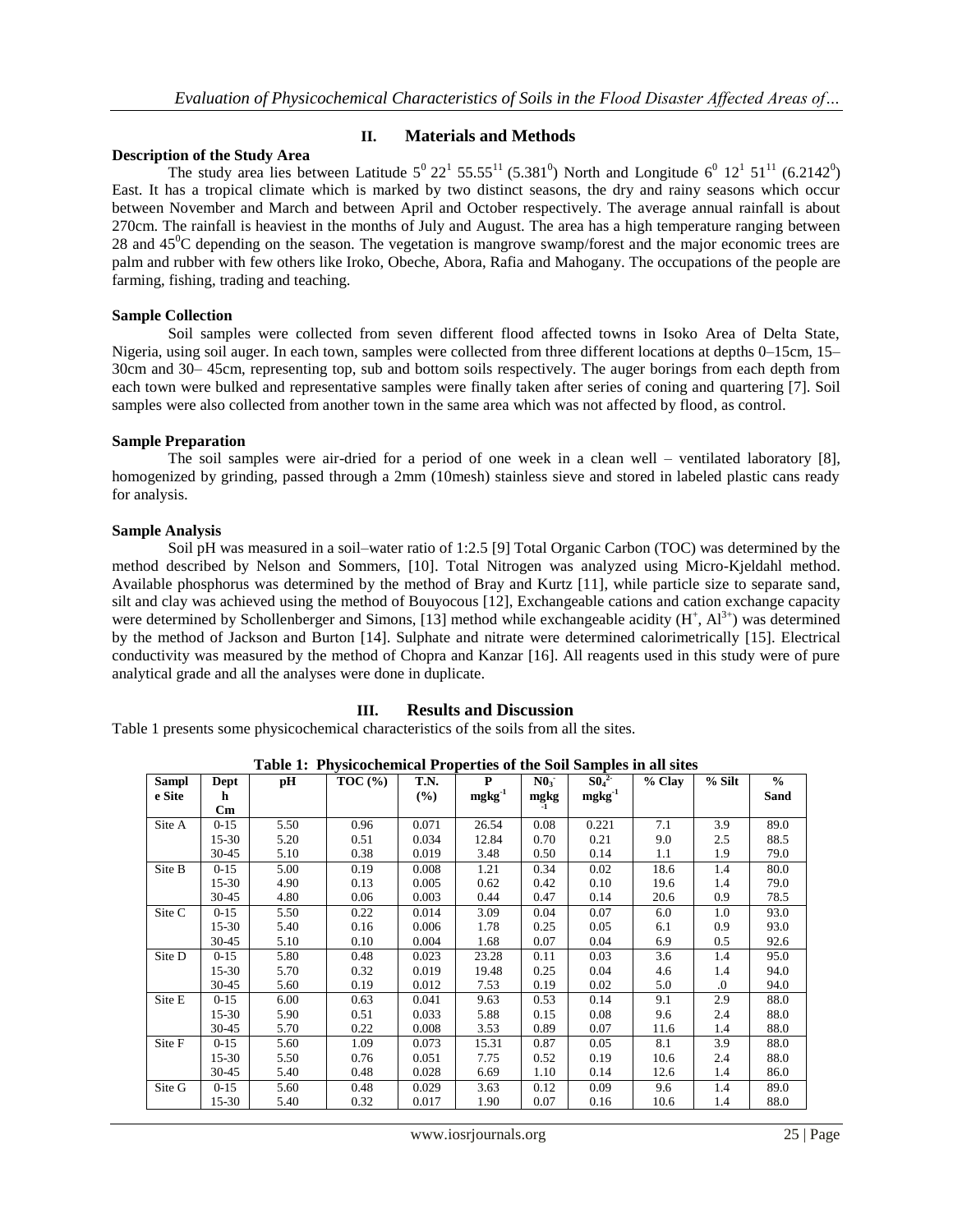## II. Materials and Methods

### Description of the Study Area

The study area lies between Latitude $5^0\ 22^1\ 55.55^{11}$ ($5.381^0$) North and Longitude $6^0\ 12^1\ 51^{11}$ ($6.2142^0$) East. It has a tropical climate which is marked by two distinct seasons, the dry and rainy seasons which occur between November and March and between April and October respectively. The average annual rainfall is about 270cm. The rainfall is heaviest in the months of July and August. The area has a high temperature ranging between 28 and $45^0$C depending on the season. The vegetation is mangrove swamp/forest and the major economic trees are palm and rubber with few others like Iroko, Obeche, Abora, Rafia and Mahogany. The occupations of the people are farming, fishing, trading and teaching.

### Sample Collection

Soil samples were collected from seven different flood affected towns in Isoko Area of Delta State, Nigeria, using soil auger. In each town, samples were collected from three different locations at depths 0–15cm, 15–30cm and 30– 45cm, representing top, sub and bottom soils respectively. The auger borings from each depth from each town were bulked and representative samples were finally taken after series of coning and quartering [7]. Soil samples were also collected from another town in the same area which was not affected by flood, as control.

### Sample Preparation

The soil samples were air-dried for a period of one week in a clean well – ventilated laboratory [8], homogenized by grinding, passed through a 2mm (10mesh) stainless sieve and stored in labeled plastic cans ready for analysis.

### Sample Analysis

Soil pH was measured in a soil–water ratio of 1:2.5 [9] Total Organic Carbon (TOC) was determined by the method described by Nelson and Sommers, [10]. Total Nitrogen was analyzed using Micro-Kjeldahl method. Available phosphorus was determined by the method of Bray and Kurtz [11], while particle size to separate sand, silt and clay was achieved using the method of Bouyocous [12], Exchangeable cations and cation exchange capacity were determined by Schollenberger and Simons, [13] method while exchangeable acidity ($H^+$, $Al^{3+}$) was determined by the method of Jackson and Burton [14]. Sulphate and nitrate were determined calorimetrically [15]. Electrical conductivity was measured by the method of Chopra and Kanzar [16]. All reagents used in this study were of pure analytical grade and all the analyses were done in duplicate.

## III. Results and Discussion

Table 1 presents some physicochemical characteristics of the soils from all the sites.

**Table 1: Physicochemical Properties of the Soil Samples in all sites**

| Sample Site | Depth Cm | pH | TOC (%) | T.N. (%) | P $mgkg^{-1}$ | $N0_3^-$ $mgkg^{-1}$ | $S0_4^{2-}$ $mgkg^{-1}$ | % Clay | % Silt | % Sand |
|---|---|---|---|---|---|---|---|---|---|---|
| Site A | 0-15 | 5.50 | 0.96 | 0.071 | 26.54 | 0.08 | 0.221 | 7.1 | 3.9 | 89.0 |
| | 15-30 | 5.20 | 0.51 | 0.034 | 12.84 | 0.70 | 0.21 | 9.0 | 2.5 | 88.5 |
| | 30-45 | 5.10 | 0.38 | 0.019 | 3.48 | 0.50 | 0.14 | 1.1 | 1.9 | 79.0 |
| Site B | 0-15 | 5.00 | 0.19 | 0.008 | 1.21 | 0.34 | 0.02 | 18.6 | 1.4 | 80.0 |
| | 15-30 | 4.90 | 0.13 | 0.005 | 0.62 | 0.42 | 0.10 | 19.6 | 1.4 | 79.0 |
| | 30-45 | 4.80 | 0.06 | 0.003 | 0.44 | 0.47 | 0.14 | 20.6 | 0.9 | 78.5 |
| Site C | 0-15 | 5.50 | 0.22 | 0.014 | 3.09 | 0.04 | 0.07 | 6.0 | 1.0 | 93.0 |
| | 15-30 | 5.40 | 0.16 | 0.006 | 1.78 | 0.25 | 0.05 | 6.1 | 0.9 | 93.0 |
| | 30-45 | 5.10 | 0.10 | 0.004 | 1.68 | 0.07 | 0.04 | 6.9 | 0.5 | 92.6 |
| Site D | 0-15 | 5.80 | 0.48 | 0.023 | 23.28 | 0.11 | 0.03 | 3.6 | 1.4 | 95.0 |
| | 15-30 | 5.70 | 0.32 | 0.019 | 19.48 | 0.25 | 0.04 | 4.6 | 1.4 | 94.0 |
| | 30-45 | 5.60 | 0.19 | 0.012 | 7.53 | 0.19 | 0.02 | 5.0 | .0 | 94.0 |
| Site E | 0-15 | 6.00 | 0.63 | 0.041 | 9.63 | 0.53 | 0.14 | 9.1 | 2.9 | 88.0 |
| | 15-30 | 5.90 | 0.51 | 0.033 | 5.88 | 0.15 | 0.08 | 9.6 | 2.4 | 88.0 |
| | 30-45 | 5.70 | 0.22 | 0.008 | 3.53 | 0.89 | 0.07 | 11.6 | 1.4 | 88.0 |
| Site F | 0-15 | 5.60 | 1.09 | 0.073 | 15.31 | 0.87 | 0.05 | 8.1 | 3.9 | 88.0 |
| | 15-30 | 5.50 | 0.76 | 0.051 | 7.75 | 0.52 | 0.19 | 10.6 | 2.4 | 88.0 |
| | 30-45 | 5.40 | 0.48 | 0.028 | 6.69 | 1.10 | 0.14 | 12.6 | 1.4 | 86.0 |
| Site G | 0-15 | 5.60 | 0.48 | 0.029 | 3.63 | 0.12 | 0.09 | 9.6 | 1.4 | 89.0 |
| | 15-30 | 5.40 | 0.32 | 0.017 | 1.90 | 0.07 | 0.16 | 10.6 | 1.4 | 88.0 |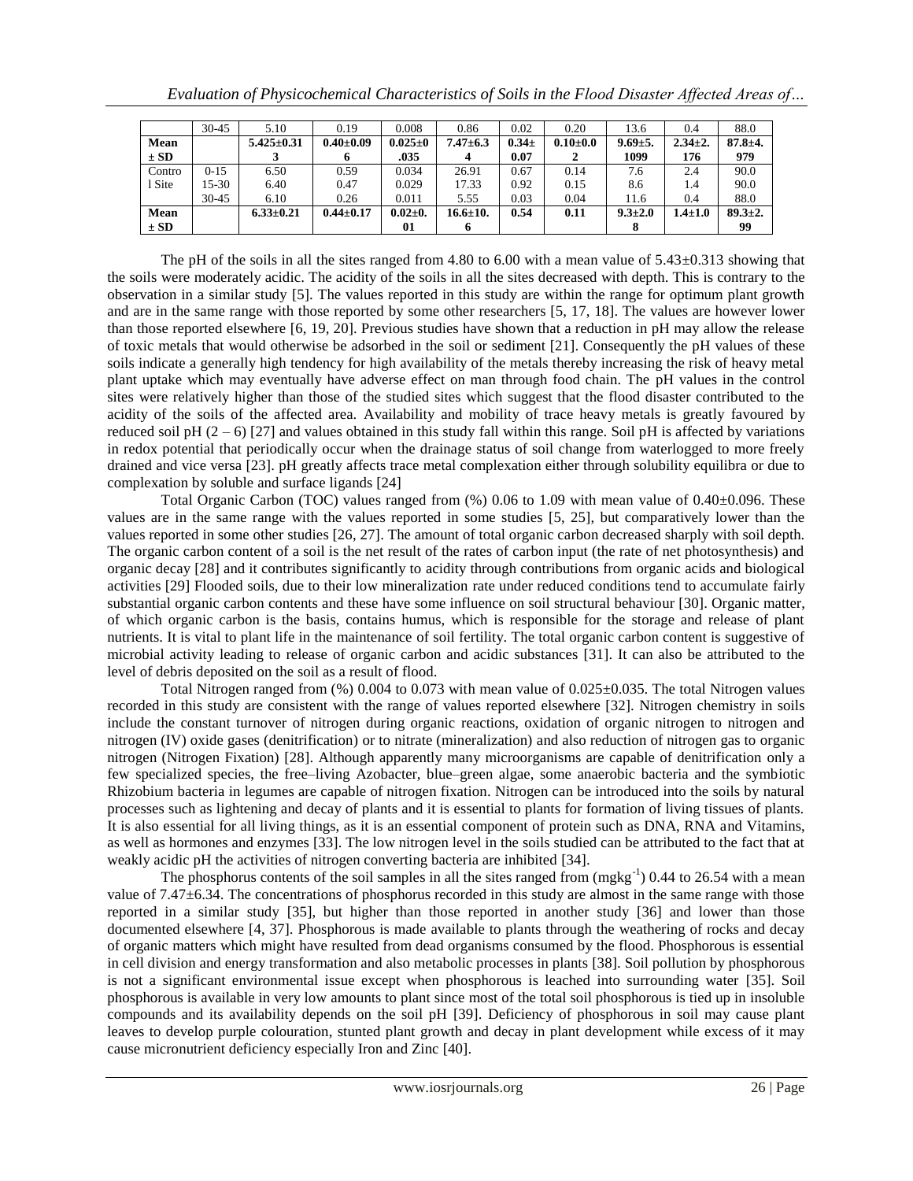| | 30-45 | 5.10 | 0.19 | 0.008 | 0.86 | 0.02 | 0.20 | 13.6 | 0.4 | 88.0 |
|---|---|---|---|---|---|---|---|---|---|---|
| **Mean ± SD** | | **5.425±0.313** | **0.40±0.096** | **0.025±0.035** | **7.47±6.34** | **0.34± 0.07** | **0.10±0.02** | **9.69±5.1099** | **2.34±2.176** | **87.8±4.979** |
| Control Site | 0-15 | 6.50 | 0.59 | 0.034 | 26.91 | 0.67 | 0.14 | 7.6 | 2.4 | 90.0 |
| | 15-30 | 6.40 | 0.47 | 0.029 | 17.33 | 0.92 | 0.15 | 8.6 | 1.4 | 90.0 |
| | 30-45 | 6.10 | 0.26 | 0.011 | 5.55 | 0.03 | 0.04 | 11.6 | 0.4 | 88.0 |
| **Mean ± SD** | | **6.33±0.21** | **0.44±0.17** | **0.02±0.01** | **16.6±10.6** | **0.54** | **0.11** | **9.3±2.08** | **1.4±1.0** | **89.3±2.99** |

The pH of the soils in all the sites ranged from 4.80 to 6.00 with a mean value of 5.43±0.313 showing that the soils were moderately acidic. The acidity of the soils in all the sites decreased with depth. This is contrary to the observation in a similar study [5]. The values reported in this study are within the range for optimum plant growth and are in the same range with those reported by some other researchers [5, 17, 18]. The values are however lower than those reported elsewhere [6, 19, 20]. Previous studies have shown that a reduction in pH may allow the release of toxic metals that would otherwise be adsorbed in the soil or sediment [21]. Consequently the pH values of these soils indicate a generally high tendency for high availability of the metals thereby increasing the risk of heavy metal plant uptake which may eventually have adverse effect on man through food chain. The pH values in the control sites were relatively higher than those of the studied sites which suggest that the flood disaster contributed to the acidity of the soils of the affected area. Availability and mobility of trace heavy metals is greatly favoured by reduced soil pH (2 – 6) [27] and values obtained in this study fall within this range. Soil pH is affected by variations in redox potential that periodically occur when the drainage status of soil change from waterlogged to more freely drained and vice versa [23]. pH greatly affects trace metal complexation either through solubility equilibra or due to complexation by soluble and surface ligands [24]

Total Organic Carbon (TOC) values ranged from (%) 0.06 to 1.09 with mean value of 0.40±0.096. These values are in the same range with the values reported in some studies [5, 25], but comparatively lower than the values reported in some other studies [26, 27]. The amount of total organic carbon decreased sharply with soil depth. The organic carbon content of a soil is the net result of the rates of carbon input (the rate of net photosynthesis) and organic decay [28] and it contributes significantly to acidity through contributions from organic acids and biological activities [29] Flooded soils, due to their low mineralization rate under reduced conditions tend to accumulate fairly substantial organic carbon contents and these have some influence on soil structural behaviour [30]. Organic matter, of which organic carbon is the basis, contains humus, which is responsible for the storage and release of plant nutrients. It is vital to plant life in the maintenance of soil fertility. The total organic carbon content is suggestive of microbial activity leading to release of organic carbon and acidic substances [31]. It can also be attributed to the level of debris deposited on the soil as a result of flood.

Total Nitrogen ranged from (%) 0.004 to 0.073 with mean value of 0.025±0.035. The total Nitrogen values recorded in this study are consistent with the range of values reported elsewhere [32]. Nitrogen chemistry in soils include the constant turnover of nitrogen during organic reactions, oxidation of organic nitrogen to nitrogen and nitrogen (IV) oxide gases (denitrification) or to nitrate (mineralization) and also reduction of nitrogen gas to organic nitrogen (Nitrogen Fixation) [28]. Although apparently many microorganisms are capable of denitrification only a few specialized species, the free–living Azobacter, blue–green algae, some anaerobic bacteria and the symbiotic Rhizobium bacteria in legumes are capable of nitrogen fixation. Nitrogen can be introduced into the soils by natural processes such as lightening and decay of plants and it is essential to plants for formation of living tissues of plants. It is also essential for all living things, as it is an essential component of protein such as DNA, RNA and Vitamins, as well as hormones and enzymes [33]. The low nitrogen level in the soils studied can be attributed to the fact that at weakly acidic pH the activities of nitrogen converting bacteria are inhibited [34].

The phosphorus contents of the soil samples in all the sites ranged from (mgkg$^{-1}$) 0.44 to 26.54 with a mean value of 7.47±6.34. The concentrations of phosphorus recorded in this study are almost in the same range with those reported in a similar study [35], but higher than those reported in another study [36] and lower than those documented elsewhere [4, 37]. Phosphorous is made available to plants through the weathering of rocks and decay of organic matters which might have resulted from dead organisms consumed by the flood. Phosphorous is essential in cell division and energy transformation and also metabolic processes in plants [38]. Soil pollution by phosphorous is not a significant environmental issue except when phosphorous is leached into surrounding water [35]. Soil phosphorous is available in very low amounts to plant since most of the total soil phosphorous is tied up in insoluble compounds and its availability depends on the soil pH [39]. Deficiency of phosphorous in soil may cause plant leaves to develop purple colouration, stunted plant growth and decay in plant development while excess of it may cause micronutrient deficiency especially Iron and Zinc [40].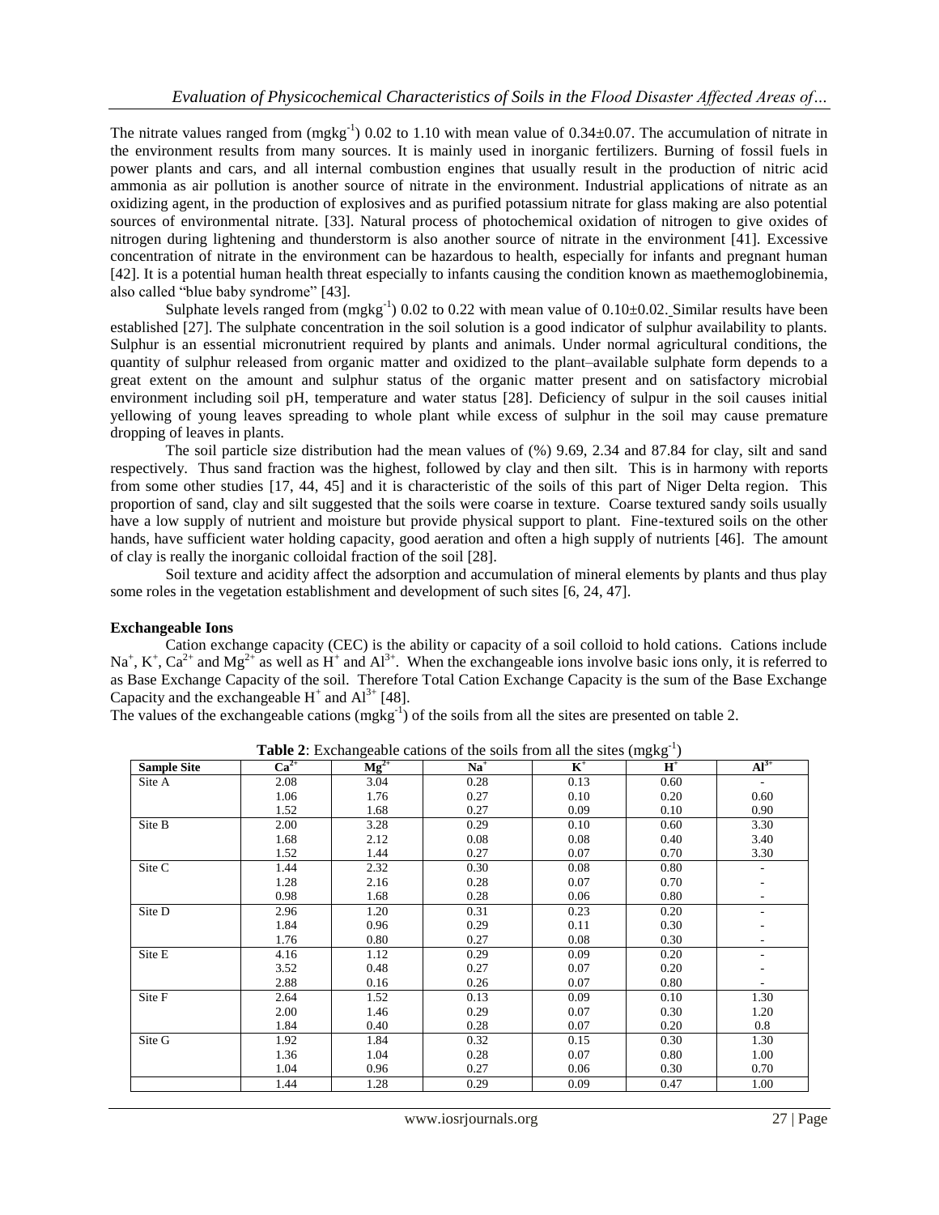The nitrate values ranged from ($mgkg^{-1}$) 0.02 to 1.10 with mean value of 0.34±0.07. The accumulation of nitrate in the environment results from many sources. It is mainly used in inorganic fertilizers. Burning of fossil fuels in power plants and cars, and all internal combustion engines that usually result in the production of nitric acid ammonia as air pollution is another source of nitrate in the environment. Industrial applications of nitrate as an oxidizing agent, in the production of explosives and as purified potassium nitrate for glass making are also potential sources of environmental nitrate. [33]. Natural process of photochemical oxidation of nitrogen to give oxides of nitrogen during lightening and thunderstorm is also another source of nitrate in the environment [41]. Excessive concentration of nitrate in the environment can be hazardous to health, especially for infants and pregnant human [42]. It is a potential human health threat especially to infants causing the condition known as maethemoglobinemia, also called "blue baby syndrome" [43].

Sulphate levels ranged from ($mgkg^{-1}$) 0.02 to 0.22 with mean value of 0.10±0.02. Similar results have been established [27]. The sulphate concentration in the soil solution is a good indicator of sulphur availability to plants. Sulphur is an essential micronutrient required by plants and animals. Under normal agricultural conditions, the quantity of sulphur released from organic matter and oxidized to the plant–available sulphate form depends to a great extent on the amount and sulphur status of the organic matter present and on satisfactory microbial environment including soil pH, temperature and water status [28]. Deficiency of sulpur in the soil causes initial yellowing of young leaves spreading to whole plant while excess of sulphur in the soil may cause premature dropping of leaves in plants.

The soil particle size distribution had the mean values of (%) 9.69, 2.34 and 87.84 for clay, silt and sand respectively. Thus sand fraction was the highest, followed by clay and then silt. This is in harmony with reports from some other studies [17, 44, 45] and it is characteristic of the soils of this part of Niger Delta region. This proportion of sand, clay and silt suggested that the soils were coarse in texture. Coarse textured sandy soils usually have a low supply of nutrient and moisture but provide physical support to plant. Fine-textured soils on the other hands, have sufficient water holding capacity, good aeration and often a high supply of nutrients [46]. The amount of clay is really the inorganic colloidal fraction of the soil [28].

Soil texture and acidity affect the adsorption and accumulation of mineral elements by plants and thus play some roles in the vegetation establishment and development of such sites [6, 24, 47].

**Exchangeable Ions**

Cation exchange capacity (CEC) is the ability or capacity of a soil colloid to hold cations. Cations include $Na^+$, $K^+$, $Ca^{2+}$ and $Mg^{2+}$ as well as $H^+$ and $Al^{3+}$. When the exchangeable ions involve basic ions only, it is referred to as Base Exchange Capacity of the soil. Therefore Total Cation Exchange Capacity is the sum of the Base Exchange Capacity and the exchangeable $H^+$ and $Al^{3+}$ [48].

The values of the exchangeable cations ($mgkg^{-1}$) of the soils from all the sites are presented on table 2.

**Table 2**: Exchangeable cations of the soils from all the sites ($mgkg^{-1}$)

| Sample Site | $Ca^{2+}$ | $Mg^{2+}$ | $Na^+$ | $K^+$ | $H^+$ | $Al^{3+}$ |
|---|---|---|---|---|---|---|
| Site A | 2.08 | 3.04 | 0.28 | 0.13 | 0.60 | - |
| | 1.06 | 1.76 | 0.27 | 0.10 | 0.20 | 0.60 |
| | 1.52 | 1.68 | 0.27 | 0.09 | 0.10 | 0.90 |
| Site B | 2.00 | 3.28 | 0.29 | 0.10 | 0.60 | 3.30 |
| | 1.68 | 2.12 | 0.08 | 0.08 | 0.40 | 3.40 |
| | 1.52 | 1.44 | 0.27 | 0.07 | 0.70 | 3.30 |
| Site C | 1.44 | 2.32 | 0.30 | 0.08 | 0.80 | - |
| | 1.28 | 2.16 | 0.28 | 0.07 | 0.70 | - |
| | 0.98 | 1.68 | 0.28 | 0.06 | 0.80 | - |
| Site D | 2.96 | 1.20 | 0.31 | 0.23 | 0.20 | - |
| | 1.84 | 0.96 | 0.29 | 0.11 | 0.30 | - |
| | 1.76 | 0.80 | 0.27 | 0.08 | 0.30 | - |
| Site E | 4.16 | 1.12 | 0.29 | 0.09 | 0.20 | - |
| | 3.52 | 0.48 | 0.27 | 0.07 | 0.20 | - |
| | 2.88 | 0.16 | 0.26 | 0.07 | 0.80 | - |
| Site F | 2.64 | 1.52 | 0.13 | 0.09 | 0.10 | 1.30 |
| | 2.00 | 1.46 | 0.29 | 0.07 | 0.30 | 1.20 |
| | 1.84 | 0.40 | 0.28 | 0.07 | 0.20 | 0.8 |
| Site G | 1.92 | 1.84 | 0.32 | 0.15 | 0.30 | 1.30 |
| | 1.36 | 1.04 | 0.28 | 0.07 | 0.80 | 1.00 |
| | 1.04 | 0.96 | 0.27 | 0.06 | 0.30 | 0.70 |
| | 1.44 | 1.28 | 0.29 | 0.09 | 0.47 | 1.00 |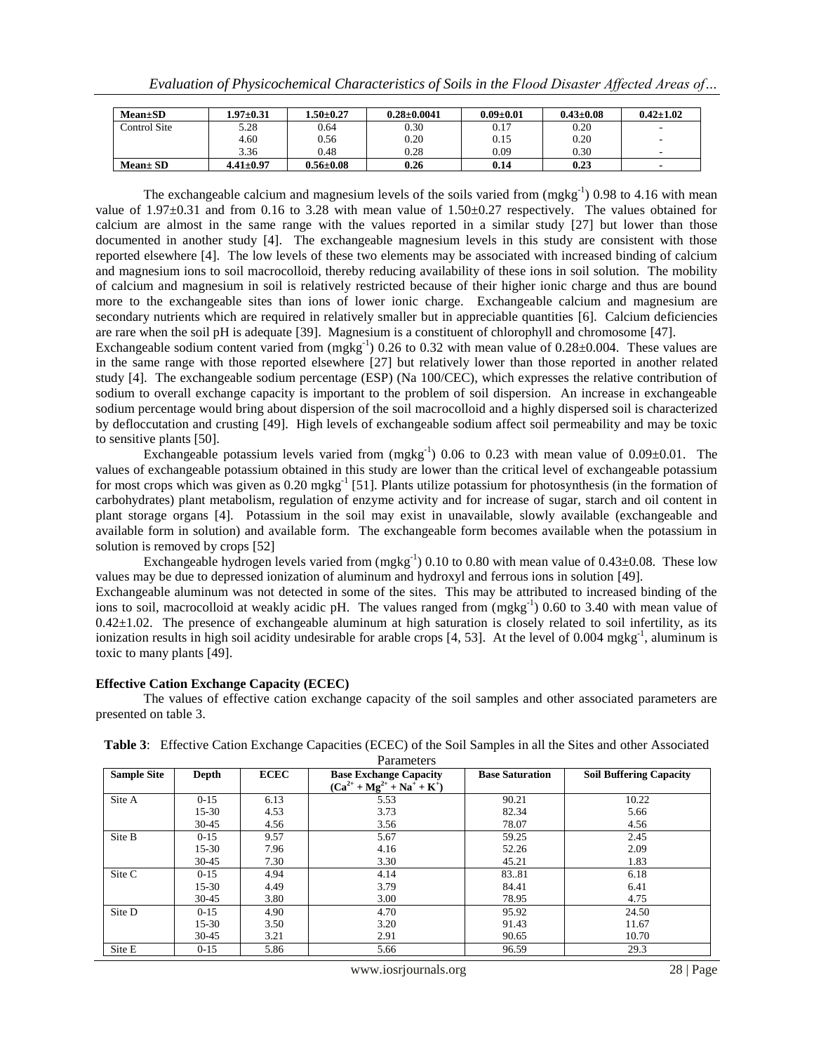| Mean±SD | 1.97±0.31 | 1.50±0.27 | 0.28±0.0041 | 0.09±0.01 | 0.43±0.08 | 0.42±1.02 |
|---|---|---|---|---|---|---|
| Control Site | 5.28 | 0.64 | 0.30 | 0.17 | 0.20 | - |
| | 4.60 | 0.56 | 0.20 | 0.15 | 0.20 | - |
| | 3.36 | 0.48 | 0.28 | 0.09 | 0.30 | - |
| **Mean± SD** | **4.41±0.97** | **0.56±0.08** | **0.26** | **0.14** | **0.23** | **-** |

The exchangeable calcium and magnesium levels of the soils varied from (mgkg$^{-1}$) 0.98 to 4.16 with mean value of 1.97±0.31 and from 0.16 to 3.28 with mean value of 1.50±0.27 respectively. The values obtained for calcium are almost in the same range with the values reported in a similar study [27] but lower than those documented in another study [4]. The exchangeable magnesium levels in this study are consistent with those reported elsewhere [4]. The low levels of these two elements may be associated with increased binding of calcium and magnesium ions to soil macrocolloid, thereby reducing availability of these ions in soil solution. The mobility of calcium and magnesium in soil is relatively restricted because of their higher ionic charge and thus are bound more to the exchangeable sites than ions of lower ionic charge. Exchangeable calcium and magnesium are secondary nutrients which are required in relatively smaller but in appreciable quantities [6]. Calcium deficiencies are rare when the soil pH is adequate [39]. Magnesium is a constituent of chlorophyll and chromosome [47].

Exchangeable sodium content varied from (mgkg$^{-1}$) 0.26 to 0.32 with mean value of 0.28±0.004. These values are in the same range with those reported elsewhere [27] but relatively lower than those reported in another related study [4]. The exchangeable sodium percentage (ESP) (Na 100/CEC), which expresses the relative contribution of sodium to overall exchange capacity is important to the problem of soil dispersion. An increase in exchangeable sodium percentage would bring about dispersion of the soil macrocolloid and a highly dispersed soil is characterized by defloccutation and crusting [49]. High levels of exchangeable sodium affect soil permeability and may be toxic to sensitive plants [50].

Exchangeable potassium levels varied from (mgkg$^{-1}$) 0.06 to 0.23 with mean value of 0.09±0.01. The values of exchangeable potassium obtained in this study are lower than the critical level of exchangeable potassium for most crops which was given as 0.20 mgkg$^{-1}$ [51]. Plants utilize potassium for photosynthesis (in the formation of carbohydrates) plant metabolism, regulation of enzyme activity and for increase of sugar, starch and oil content in plant storage organs [4]. Potassium in the soil may exist in unavailable, slowly available (exchangeable and available form in solution) and available form. The exchangeable form becomes available when the potassium in solution is removed by crops [52]

Exchangeable hydrogen levels varied from (mgkg$^{-1}$) 0.10 to 0.80 with mean value of 0.43±0.08. These low values may be due to depressed ionization of aluminum and hydroxyl and ferrous ions in solution [49].

Exchangeable aluminum was not detected in some of the sites. This may be attributed to increased binding of the ions to soil, macrocolloid at weakly acidic pH. The values ranged from (mgkg$^{-1}$) 0.60 to 3.40 with mean value of 0.42±1.02. The presence of exchangeable aluminum at high saturation is closely related to soil infertility, as its ionization results in high soil acidity undesirable for arable crops [4, 53]. At the level of 0.004 mgkg$^{-1}$, aluminum is toxic to many plants [49].

### Effective Cation Exchange Capacity (ECEC)

The values of effective cation exchange capacity of the soil samples and other associated parameters are presented on table 3.

**Table 3**: Effective Cation Exchange Capacities (ECEC) of the Soil Samples in all the Sites and other Associated Parameters

| Sample Site | Depth | ECEC | Base Exchange Capacity ($Ca^{2+} + Mg^{2+} + Na^{+} + K^{+}$) | Base Saturation | Soil Buffering Capacity |
|---|---|---|---|---|---|
| Site A | 0-15 | 6.13 | 5.53 | 90.21 | 10.22 |
| | 15-30 | 4.53 | 3.73 | 82.34 | 5.66 |
| | 30-45 | 4.56 | 3.56 | 78.07 | 4.56 |
| Site B | 0-15 | 9.57 | 5.67 | 59.25 | 2.45 |
| | 15-30 | 7.96 | 4.16 | 52.26 | 2.09 |
| | 30-45 | 7.30 | 3.30 | 45.21 | 1.83 |
| Site C | 0-15 | 4.94 | 4.14 | 83..81 | 6.18 |
| | 15-30 | 4.49 | 3.79 | 84.41 | 6.41 |
| | 30-45 | 3.80 | 3.00 | 78.95 | 4.75 |
| Site D | 0-15 | 4.90 | 4.70 | 95.92 | 24.50 |
| | 15-30 | 3.50 | 3.20 | 91.43 | 11.67 |
| | 30-45 | 3.21 | 2.91 | 90.65 | 10.70 |
| Site E | 0-15 | 5.86 | 5.66 | 96.59 | 29.3 |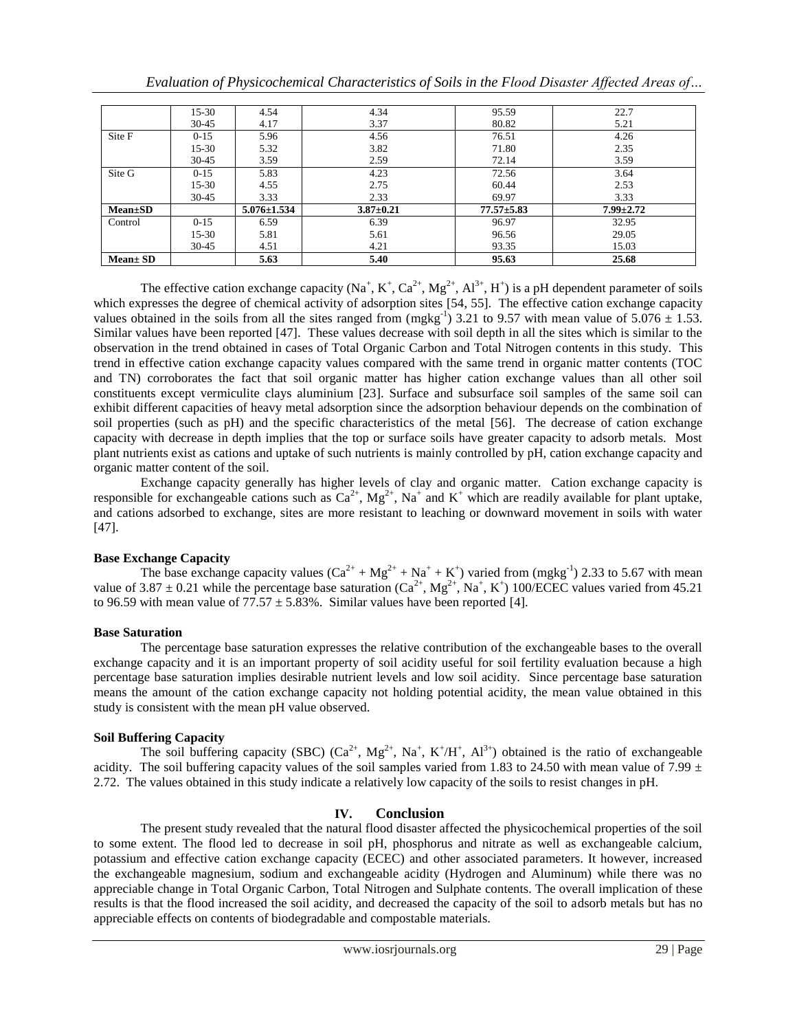|  | 15-30 | 4.54 | 4.34 | 95.59 | 22.7 |
|---|---|---|---|---|---|
|  | 30-45 | 4.17 | 3.37 | 80.82 | 5.21 |
| Site F | 0-15 | 5.96 | 4.56 | 76.51 | 4.26 |
|  | 15-30 | 5.32 | 3.82 | 71.80 | 2.35 |
|  | 30-45 | 3.59 | 2.59 | 72.14 | 3.59 |
| Site G | 0-15 | 5.83 | 4.23 | 72.56 | 3.64 |
|  | 15-30 | 4.55 | 2.75 | 60.44 | 2.53 |
|  | 30-45 | 3.33 | 2.33 | 69.97 | 3.33 |
| **Mean±SD** |  | **5.076±1.534** | **3.87±0.21** | **77.57±5.83** | **7.99±2.72** |
| Control | 0-15 | 6.59 | 6.39 | 96.97 | 32.95 |
|  | 15-30 | 5.81 | 5.61 | 96.56 | 29.05 |
|  | 30-45 | 4.51 | 4.21 | 93.35 | 15.03 |
| **Mean± SD** |  | **5.63** | **5.40** | **95.63** | **25.68** |

The effective cation exchange capacity ($Na^{+}$, $K^{+}$, $Ca^{2+}$, $Mg^{2+}$, $Al^{3+}$, $H^{+}$) is a pH dependent parameter of soils which expresses the degree of chemical activity of adsorption sites [54, 55]. The effective cation exchange capacity values obtained in the soils from all the sites ranged from ($mgkg^{-1}$) 3.21 to 9.57 with mean value of $5.076 \pm 1.53$. Similar values have been reported [47]. These values decrease with soil depth in all the sites which is similar to the observation in the trend obtained in cases of Total Organic Carbon and Total Nitrogen contents in this study. This trend in effective cation exchange capacity values compared with the same trend in organic matter contents (TOC and TN) corroborates the fact that soil organic matter has higher cation exchange values than all other soil constituents except vermiculite clays aluminium [23]. Surface and subsurface soil samples of the same soil can exhibit different capacities of heavy metal adsorption since the adsorption behaviour depends on the combination of soil properties (such as pH) and the specific characteristics of the metal [56]. The decrease of cation exchange capacity with decrease in depth implies that the top or surface soils have greater capacity to adsorb metals. Most plant nutrients exist as cations and uptake of such nutrients is mainly controlled by pH, cation exchange capacity and organic matter content of the soil.

Exchange capacity generally has higher levels of clay and organic matter. Cation exchange capacity is responsible for exchangeable cations such as $Ca^{2+}$, $Mg^{2+}$, $Na^{+}$ and $K^{+}$ which are readily available for plant uptake, and cations adsorbed to exchange, sites are more resistant to leaching or downward movement in soils with water [47].

**Base Exchange Capacity**

The base exchange capacity values ($Ca^{2+} + Mg^{2+} + Na^{+} + K^{+}$) varied from ($mgkg^{-1}$) 2.33 to 5.67 with mean value of $3.87 \pm 0.21$ while the percentage base saturation ($Ca^{2+}$, $Mg^{2+}$, $Na^{+}$, $K^{+}$) 100/ECEC values varied from 45.21 to 96.59 with mean value of $77.57 \pm 5.83\%$. Similar values have been reported [4].

**Base Saturation**

The percentage base saturation expresses the relative contribution of the exchangeable bases to the overall exchange capacity and it is an important property of soil acidity useful for soil fertility evaluation because a high percentage base saturation implies desirable nutrient levels and low soil acidity. Since percentage base saturation means the amount of the cation exchange capacity not holding potential acidity, the mean value obtained in this study is consistent with the mean pH value observed.

**Soil Buffering Capacity**

The soil buffering capacity (SBC) ($Ca^{2+}$, $Mg^{2+}$, $Na^{+}$, $K^{+}/H^{+}$, $Al^{3+}$) obtained is the ratio of exchangeable acidity. The soil buffering capacity values of the soil samples varied from 1.83 to 24.50 with mean value of $7.99 \pm 2.72$. The values obtained in this study indicate a relatively low capacity of the soils to resist changes in pH.

## IV. Conclusion

The present study revealed that the natural flood disaster affected the physicochemical properties of the soil to some extent. The flood led to decrease in soil pH, phosphorus and nitrate as well as exchangeable calcium, potassium and effective cation exchange capacity (ECEC) and other associated parameters. It however, increased the exchangeable magnesium, sodium and exchangeable acidity (Hydrogen and Aluminum) while there was no appreciable change in Total Organic Carbon, Total Nitrogen and Sulphate contents. The overall implication of these results is that the flood increased the soil acidity, and decreased the capacity of the soil to adsorb metals but has no appreciable effects on contents of biodegradable and compostable materials.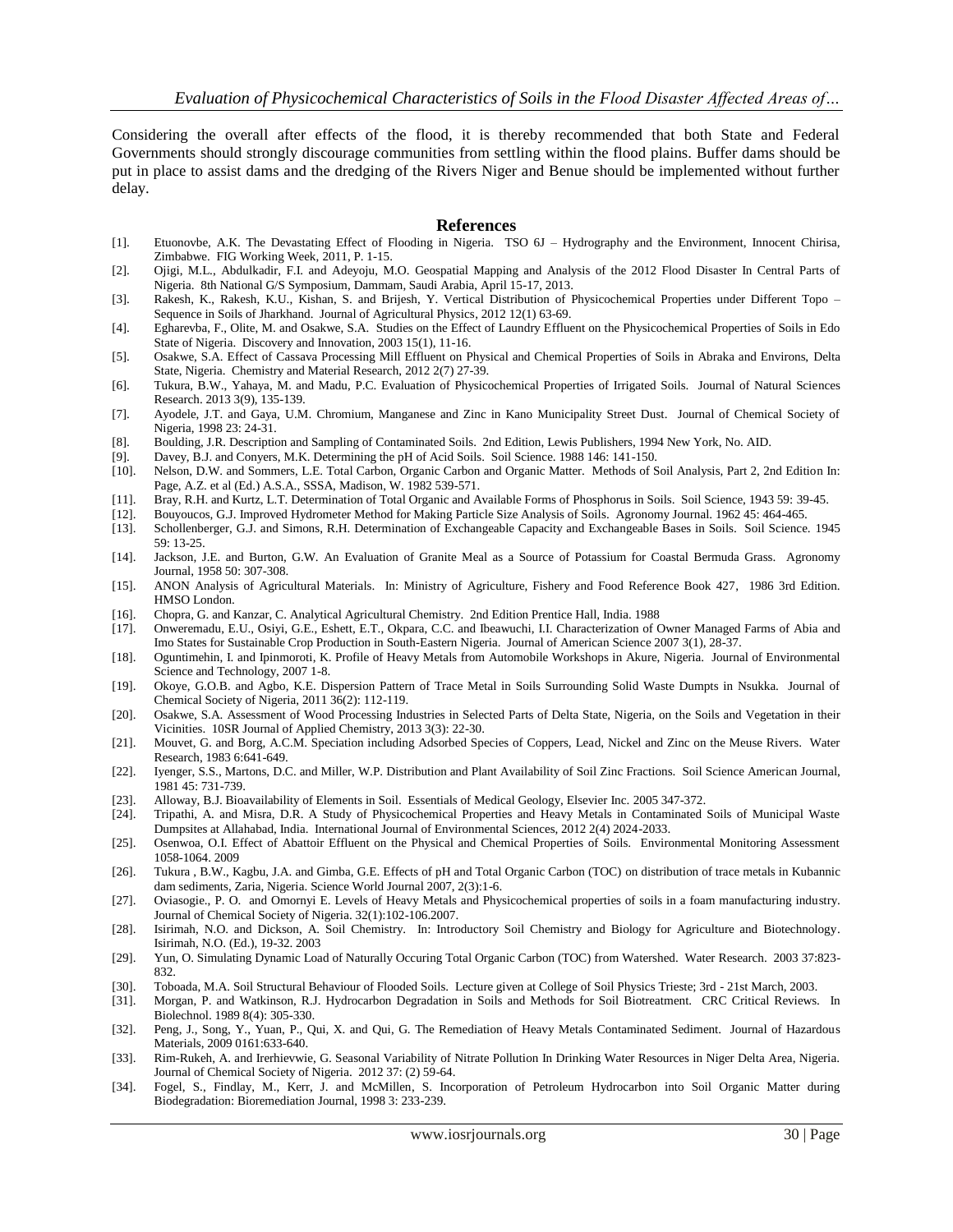Considering the overall after effects of the flood, it is thereby recommended that both State and Federal Governments should strongly discourage communities from settling within the flood plains. Buffer dams should be put in place to assist dams and the dredging of the Rivers Niger and Benue should be implemented without further delay.

## References

[1]. Etuonovbe, A.K. The Devastating Effect of Flooding in Nigeria. TSO 6J – Hydrography and the Environment, Innocent Chirisa, Zimbabwe. FIG Working Week, 2011, P. 1-15.

[2]. Ojigi, M.L., Abdulkadir, F.I. and Adeyoju, M.O. Geospatial Mapping and Analysis of the 2012 Flood Disaster In Central Parts of Nigeria. 8th National G/S Symposium, Dammam, Saudi Arabia, April 15-17, 2013.

[3]. Rakesh, K., Rakesh, K.U., Kishan, S. and Brijesh, Y. Vertical Distribution of Physicochemical Properties under Different Topo – Sequence in Soils of Jharkhand. Journal of Agricultural Physics, 2012 12(1) 63-69.

[4]. Egharevba, F., Olite, M. and Osakwe, S.A. Studies on the Effect of Laundry Effluent on the Physicochemical Properties of Soils in Edo State of Nigeria. Discovery and Innovation, 2003 15(1), 11-16.

[5]. Osakwe, S.A. Effect of Cassava Processing Mill Effluent on Physical and Chemical Properties of Soils in Abraka and Environs, Delta State, Nigeria. Chemistry and Material Research, 2012 2(7) 27-39.

[6]. Tukura, B.W., Yahaya, M. and Madu, P.C. Evaluation of Physicochemical Properties of Irrigated Soils. Journal of Natural Sciences Research. 2013 3(9), 135-139.

[7]. Ayodele, J.T. and Gaya, U.M. Chromium, Manganese and Zinc in Kano Municipality Street Dust. Journal of Chemical Society of Nigeria, 1998 23: 24-31.

[8]. Boulding, J.R. Description and Sampling of Contaminated Soils. 2nd Edition, Lewis Publishers, 1994 New York, No. AID.

[9]. Davey, B.J. and Conyers, M.K. Determining the pH of Acid Soils. Soil Science. 1988 146: 141-150.

[10]. Nelson, D.W. and Sommers, L.E. Total Carbon, Organic Carbon and Organic Matter. Methods of Soil Analysis, Part 2, 2nd Edition In: Page, A.Z. et al (Ed.) A.S.A., SSSA, Madison, W. 1982 539-571.

[11]. Bray, R.H. and Kurtz, L.T. Determination of Total Organic and Available Forms of Phosphorus in Soils. Soil Science, 1943 59: 39-45.

[12]. Bouyoucos, G.J. Improved Hydrometer Method for Making Particle Size Analysis of Soils. Agronomy Journal. 1962 45: 464-465.

[13]. Schollenberger, G.J. and Simons, R.H. Determination of Exchangeable Capacity and Exchangeable Bases in Soils. Soil Science. 1945 59: 13-25.

[14]. Jackson, J.E. and Burton, G.W. An Evaluation of Granite Meal as a Source of Potassium for Coastal Bermuda Grass. Agronomy Journal, 1958 50: 307-308.

[15]. ANON Analysis of Agricultural Materials. In: Ministry of Agriculture, Fishery and Food Reference Book 427, 1986 3rd Edition. HMSO London.

[16]. Chopra, G. and Kanzar, C. Analytical Agricultural Chemistry. 2nd Edition Prentice Hall, India. 1988

[17]. Onweremadu, E.U., Osiyi, G.E., Eshett, E.T., Okpara, C.C. and Ibeawuchi, I.I. Characterization of Owner Managed Farms of Abia and Imo States for Sustainable Crop Production in South-Eastern Nigeria. Journal of American Science 2007 3(1), 28-37.

[18]. Oguntimehin, I. and Ipinmoroti, K. Profile of Heavy Metals from Automobile Workshops in Akure, Nigeria. Journal of Environmental Science and Technology, 2007 1-8.

[19]. Okoye, G.O.B. and Agbo, K.E. Dispersion Pattern of Trace Metal in Soils Surrounding Solid Waste Dumpts in Nsukka. Journal of Chemical Society of Nigeria, 2011 36(2): 112-119.

[20]. Osakwe, S.A. Assessment of Wood Processing Industries in Selected Parts of Delta State, Nigeria, on the Soils and Vegetation in their Vicinities. 10SR Journal of Applied Chemistry, 2013 3(3): 22-30.

[21]. Mouvet, G. and Borg, A.C.M. Speciation including Adsorbed Species of Coppers, Lead, Nickel and Zinc on the Meuse Rivers. Water Research, 1983 6:641-649.

[22]. Iyenger, S.S., Martons, D.C. and Miller, W.P. Distribution and Plant Availability of Soil Zinc Fractions. Soil Science American Journal, 1981 45: 731-739.

[23]. Alloway, B.J. Bioavailability of Elements in Soil. Essentials of Medical Geology, Elsevier Inc. 2005 347-372.

[24]. Tripathi, A. and Misra, D.R. A Study of Physicochemical Properties and Heavy Metals in Contaminated Soils of Municipal Waste Dumpsites at Allahabad, India. International Journal of Environmental Sciences, 2012 2(4) 2024-2033.

[25]. Osenwoa, O.I. Effect of Abattoir Effluent on the Physical and Chemical Properties of Soils. Environmental Monitoring Assessment 1058-1064. 2009

[26]. Tukura , B.W., Kagbu, J.A. and Gimba, G.E. Effects of pH and Total Organic Carbon (TOC) on distribution of trace metals in Kubannic dam sediments, Zaria, Nigeria. Science World Journal 2007, 2(3):1-6.

[27]. Oviasogie., P. O. and Omornyi E. Levels of Heavy Metals and Physicochemical properties of soils in a foam manufacturing industry. Journal of Chemical Society of Nigeria. 32(1):102-106.2007.

[28]. Isirimah, N.O. and Dickson, A. Soil Chemistry. In: Introductory Soil Chemistry and Biology for Agriculture and Biotechnology. Isirimah, N.O. (Ed.), 19-32. 2003

[29]. Yun, O. Simulating Dynamic Load of Naturally Occuring Total Organic Carbon (TOC) from Watershed. Water Research. 2003 37:823-832.

[30]. Toboada, M.A. Soil Structural Behaviour of Flooded Soils. Lecture given at College of Soil Physics Trieste; 3rd - 21st March, 2003.

[31]. Morgan, P. and Watkinson, R.J. Hydrocarbon Degradation in Soils and Methods for Soil Biotreatment. CRC Critical Reviews. In Biolechnol. 1989 8(4): 305-330.

[32]. Peng, J., Song, Y., Yuan, P., Qui, X. and Qui, G. The Remediation of Heavy Metals Contaminated Sediment. Journal of Hazardous Materials, 2009 0161:633-640.

[33]. Rim-Rukeh, A. and Irerhievwie, G. Seasonal Variability of Nitrate Pollution In Drinking Water Resources in Niger Delta Area, Nigeria. Journal of Chemical Society of Nigeria. 2012 37: (2) 59-64.

[34]. Fogel, S., Findlay, M., Kerr, J. and McMillen, S. Incorporation of Petroleum Hydrocarbon into Soil Organic Matter during Biodegradation: Bioremediation Journal, 1998 3: 233-239.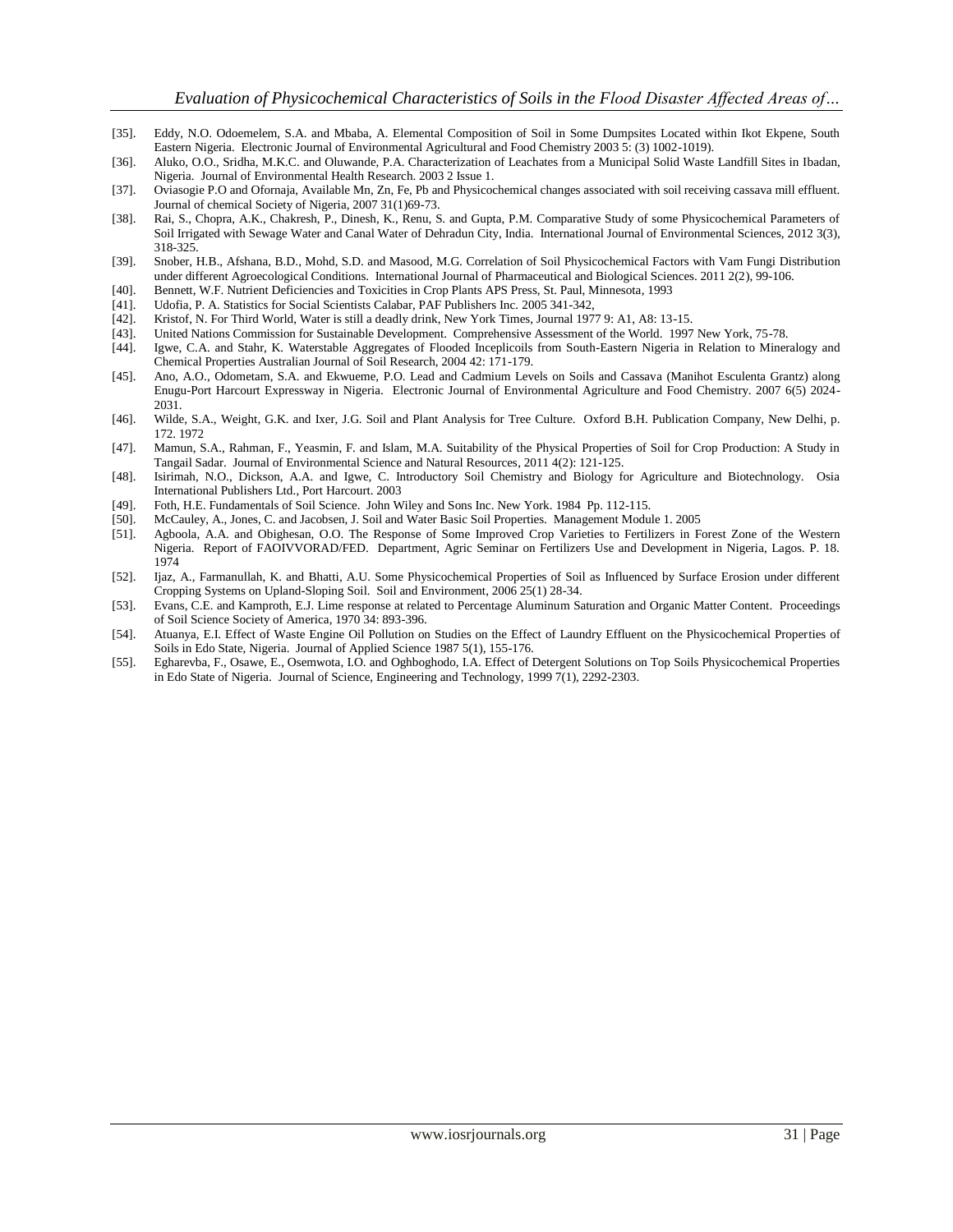[35]. Eddy, N.O. Odoemelem, S.A. and Mbaba, A. Elemental Composition of Soil in Some Dumpsites Located within Ikot Ekpene, South Eastern Nigeria. Electronic Journal of Environmental Agricultural and Food Chemistry 2003 5: (3) 1002-1019).

[36]. Aluko, O.O., Sridha, M.K.C. and Oluwande, P.A. Characterization of Leachates from a Municipal Solid Waste Landfill Sites in Ibadan, Nigeria. Journal of Environmental Health Research. 2003 2 Issue 1.

[37]. Oviasogie P.O and Ofornaja, Available Mn, Zn, Fe, Pb and Physicochemical changes associated with soil receiving cassava mill effluent. Journal of chemical Society of Nigeria, 2007 31(1)69-73.

[38]. Rai, S., Chopra, A.K., Chakresh, P., Dinesh, K., Renu, S. and Gupta, P.M. Comparative Study of some Physicochemical Parameters of Soil Irrigated with Sewage Water and Canal Water of Dehradun City, India. International Journal of Environmental Sciences, 2012 3(3), 318-325.

[39]. Snober, H.B., Afshana, B.D., Mohd, S.D. and Masood, M.G. Correlation of Soil Physicochemical Factors with Vam Fungi Distribution under different Agroecological Conditions. International Journal of Pharmaceutical and Biological Sciences. 2011 2(2), 99-106.

[40]. Bennett, W.F. Nutrient Deficiencies and Toxicities in Crop Plants APS Press, St. Paul, Minnesota, 1993

[41]. Udofia, P. A. Statistics for Social Scientists Calabar, PAF Publishers Inc. 2005 341-342,

[42]. Kristof, N. For Third World, Water is still a deadly drink, New York Times, Journal 1977 9: A1, A8: 13-15.

[43]. United Nations Commission for Sustainable Development. Comprehensive Assessment of the World. 1997 New York, 75-78.

[44]. Igwe, C.A. and Stahr, K. Waterstable Aggregates of Flooded Inceplicoils from South-Eastern Nigeria in Relation to Mineralogy and Chemical Properties Australian Journal of Soil Research, 2004 42: 171-179.

[45]. Ano, A.O., Odometam, S.A. and Ekwueme, P.O. Lead and Cadmium Levels on Soils and Cassava (Manihot Esculenta Grantz) along Enugu-Port Harcourt Expressway in Nigeria. Electronic Journal of Environmental Agriculture and Food Chemistry. 2007 6(5) 2024-2031.

[46]. Wilde, S.A., Weight, G.K. and Ixer, J.G. Soil and Plant Analysis for Tree Culture. Oxford B.H. Publication Company, New Delhi, p. 172. 1972

[47]. Mamun, S.A., Rahman, F., Yeasmin, F. and Islam, M.A. Suitability of the Physical Properties of Soil for Crop Production: A Study in Tangail Sadar. Journal of Environmental Science and Natural Resources, 2011 4(2): 121-125.

[48]. Isirimah, N.O., Dickson, A.A. and Igwe, C. Introductory Soil Chemistry and Biology for Agriculture and Biotechnology. Osia International Publishers Ltd., Port Harcourt. 2003

[49]. Foth, H.E. Fundamentals of Soil Science. John Wiley and Sons Inc. New York. 1984 Pp. 112-115.

[50]. McCauley, A., Jones, C. and Jacobsen, J. Soil and Water Basic Soil Properties. Management Module 1. 2005

[51]. Agboola, A.A. and Obighesan, O.O. The Response of Some Improved Crop Varieties to Fertilizers in Forest Zone of the Western Nigeria. Report of FAOIVVORAD/FED. Department, Agric Seminar on Fertilizers Use and Development in Nigeria, Lagos. P. 18. 1974

[52]. Ijaz, A., Farmanullah, K. and Bhatti, A.U. Some Physicochemical Properties of Soil as Influenced by Surface Erosion under different Cropping Systems on Upland-Sloping Soil. Soil and Environment, 2006 25(1) 28-34.

[53]. Evans, C.E. and Kamproth, E.J. Lime response at related to Percentage Aluminum Saturation and Organic Matter Content. Proceedings of Soil Science Society of America, 1970 34: 893-396.

[54]. Atuanya, E.I. Effect of Waste Engine Oil Pollution on Studies on the Effect of Laundry Effluent on the Physicochemical Properties of Soils in Edo State, Nigeria. Journal of Applied Science 1987 5(1), 155-176.

[55]. Egharevba, F., Osawe, E., Osemwota, I.O. and Oghboghodo, I.A. Effect of Detergent Solutions on Top Soils Physicochemical Properties in Edo State of Nigeria. Journal of Science, Engineering and Technology, 1999 7(1), 2292-2303.